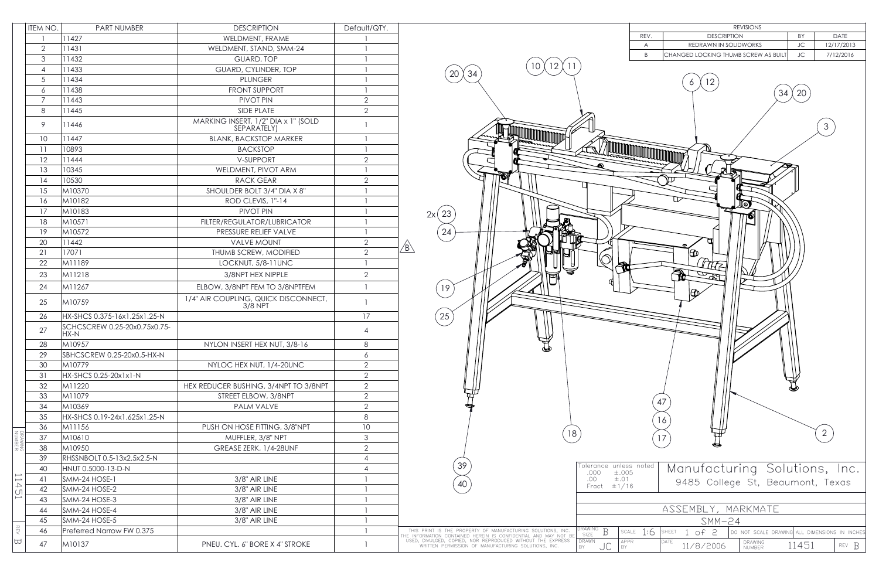| ITEM NO. | PART NUMBER | DESCRIPTION | Default/QTY. |
|---|---|---|---|
| 1 | 11427 | WELDMENT, FRAME | 1 |
| 2 | 11431 | WELDMENT, STAND, SMM-24 | 1 |
| 3 | 11432 | GUARD, TOP | 1 |
| 4 | 11433 | GUARD, CYLINDER, TOP | 1 |
| 5 | 11434 | PLUNGER | 1 |
| 6 | 11438 | FRONT SUPPORT | 1 |
| 7 | 11443 | PIVOT PIN | 2 |
| 8 | 11445 | SIDE PLATE | 2 |
| 9 | 11446 | MARKING INSERT, 1/2" DIA x 1" (SOLD SEPARATELY) | 1 |
| 10 | 11447 | BLANK, BACKSTOP MARKER | 1 |
| 11 | 10893 | BACKSTOP | 1 |
| 12 | 11444 | V-SUPPORT | 2 |
| 13 | 10345 | WELDMENT, PIVOT ARM | 1 |
| 14 | 10530 | RACK GEAR | 2 |
| 15 | M10370 | SHOULDER BOLT 3/4" DIA X 8" | 1 |
| 16 | M10182 | ROD CLEVIS, 1"-14 | 1 |
| 17 | M10183 | PIVOT PIN | 1 |
| 18 | M10571 | FILTER/REGULATOR/LUBRICATOR | 1 |
| 19 | M10572 | PRESSURE RELIEF VALVE | 1 |
| 20 | 11442 | VALVE MOUNT | 2 |
| 21 | 17071 | THUMB SCREW, MODIFIED | 2 |
| 22 | M11189 | LOCKNUT, 5/8-11UNC | 1 |
| 23 | M11218 | 3/8NPT HEX NIPPLE | 2 |
| 24 | M11267 | ELBOW, 3/8NPT FEM TO 3/8NPTFEM | 1 |
| 25 | M10759 | 1/4" AIR COUPLING, QUICK DISCONNECT, 3/8 NPT | 1 |
| 26 | HX-SHCS 0.375-16x1.25x1.25-N | | 17 |
| 27 | SCHCSCREW 0.25-20x0.75x0.75-HX-N | | 4 |
| 28 | M10957 | NYLON INSERT HEX NUT, 3/8-16 | 8 |
| 29 | SBHCSCREW 0.25-20x0.5-HX-N | | 6 |
| 30 | M10779 | NYLOC HEX NUT, 1/4-20UNC | 2 |
| 31 | HX-SHCS 0.25-20x1x1-N | | 2 |
| 32 | M11220 | HEX REDUCER BUSHING, 3/4NPT TO 3/8NPT | 2 |
| 33 | M11079 | STREET ELBOW, 3/8NPT | 2 |
| 34 | M10369 | PALM VALVE | 2 |
| 35 | HX-SHCS 0.19-24x1.625x1.25-N | | 8 |
| 36 | M11156 | PUSH ON HOSE FITTING, 3/8"NPT | 10 |
| 37 | M10610 | MUFFLER, 3/8" NPT | 3 |
| 38 | M10950 | GREASE ZERK, 1/4-28UNF | 2 |
| 39 | RHSSNBOLT 0.5-13x2.5x2.5-N | | 4 |
| 40 | HNUT 0.5000-13-D-N | | 4 |
| 41 | SMM-24 HOSE-1 | 3/8" AIR LINE | 1 |
| 42 | SMM-24 HOSE-2 | 3/8" AIR LINE | 1 |
| 43 | SMM-24 HOSE-3 | 3/8" AIR LINE | 1 |
| 44 | SMM-24 HOSE-4 | 3/8" AIR LINE | 1 |
| 45 | SMM-24 HOSE-5 | 3/8" AIR LINE | 1 |
| 46 | Preferred Narrow FW 0.375 | | 1 |
| 47 | M10137 | PNEU. CYL. 6" BORE X 4" STROKE | 1 |

**REVISIONS**

| REV. | DESCRIPTION | BY | DATE |
|---|---|---|---|
| A | REDRAWN IN SOLIDWORKS | JC | 12/17/2013 |
| B | CHANGED LOCKING THUMB SCREW AS BUILT | JC | 7/12/2016 |

Tolerance unless noted
.000 ±.005
.00 ±.01
Fract ±1/16

# Manufacturing Solutions, Inc.

9485 College St, Beaumont, Texas

## ASSEMBLY, MARKMATE

SMM-24

THIS PRINT IS THE PROPERTY OF MANUFACTURING SOLUTIONS, INC. THE INFORMATION CONTAINED HEREIN IS CONFIDENTIAL AND MAY NOT BE USED, DIVULGED, COPIED, NOR REPRODUCED WITHOUT THE EXPRESS WRITTEN PERMISSION OF MANUFACTURING SOLUTIONS, INC.

DRAWING SIZE: B | SCALE: 1:6 | SHEET 1 of 2 | DO NOT SCALE DRAWING | ALL DIMENSIONS IN INCHES

DRAWN BY: JC | APPR BY: | DATE: 11/8/2006 | DRAWING NUMBER: 11451 | REV B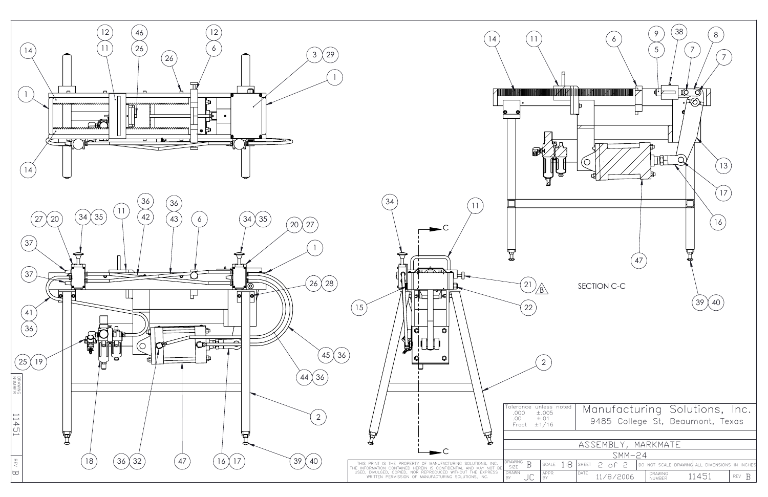SECTION C-C

| | |
|---|---|
| Tolerance unless noted | |
| .000 | ±.005 |
| .00 | ±.01 |
| Fract | ±1/16 |

**Manufacturing Solutions, Inc.**
9485 College St, Beaumont, Texas

ASSEMBLY, MARKMATE
SMM-24

THIS PRINT IS THE PROPERTY OF MANUFACTURING SOLUTIONS, INC. THE INFORMATION CONTAINED HEREIN IS CONFIDENTIAL AND MAY NOT BE USED, DIVULGED, COPIED, NOR REPRODUCED WITHOUT THE EXPRESS WRITTEN PERMISSION OF MANUFACTURING SOLUTIONS, INC.

| | | | | |
|---|---|---|---|---|
| DRAWING SIZE B | SCALE 1:8 | SHEET 2 of 2 | DO NOT SCALE DRAWING | ALL DIMENSIONS IN INCHES |
| DRAWN BY JC | APPR BY | DATE 11/8/2006 | DRAWING NUMBER 11451 | REV B |